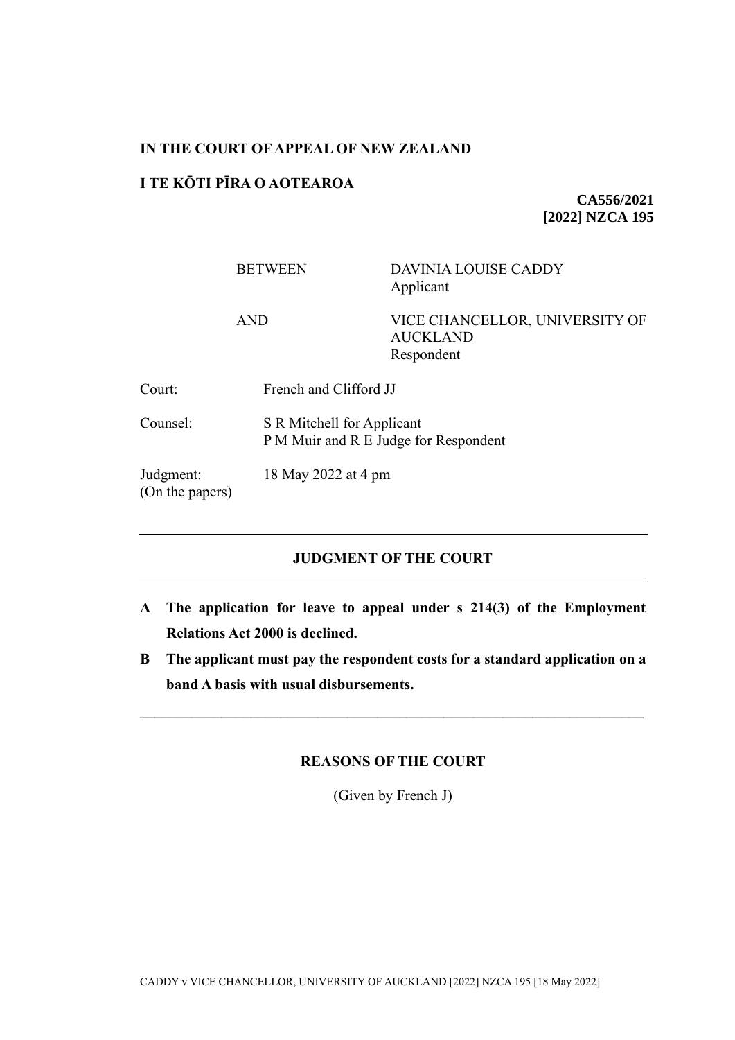**IN THE COURT OF APPEAL OF NEW ZEALAND**

**I TE KŌTI PĪRA O AOTEAROA**

**CA556/2021**
**[2022] NZCA 195**

| | |
|---|---|
| BETWEEN | DAVINIA LOUISE CADDY<br>Applicant |
| AND | VICE CHANCELLOR, UNIVERSITY OF AUCKLAND<br>Respondent |

| | |
|---|---|
| Court: | French and Clifford JJ |
| Counsel: | S R Mitchell for Applicant<br>P M Muir and R E Judge for Respondent |
| Judgment:<br>(On the papers) | 18 May 2022 at 4 pm |

---

## JUDGMENT OF THE COURT

---

**A The application for leave to appeal under s 214(3) of the Employment Relations Act 2000 is declined.**

**B The applicant must pay the respondent costs for a standard application on a band A basis with usual disbursements.**

---

## REASONS OF THE COURT

(Given by French J)

CADDY v VICE CHANCELLOR, UNIVERSITY OF AUCKLAND [2022] NZCA 195 [18 May 2022]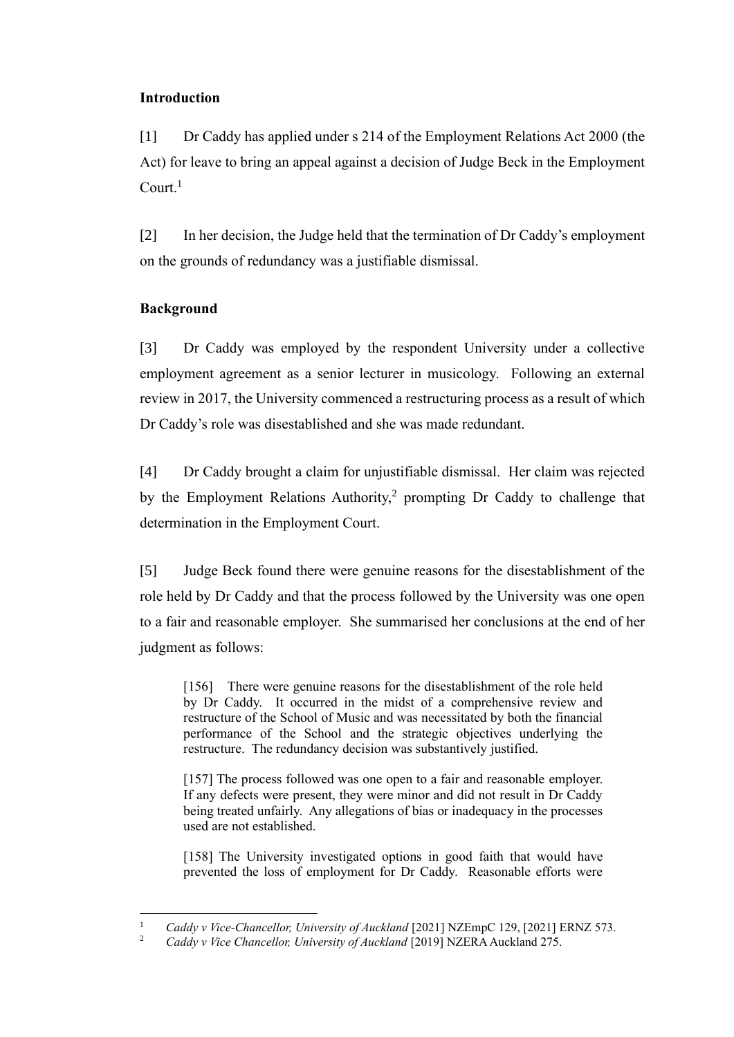**Introduction**

[1] Dr Caddy has applied under s 214 of the Employment Relations Act 2000 (the Act) for leave to bring an appeal against a decision of Judge Beck in the Employment Court.[1]

[2] In her decision, the Judge held that the termination of Dr Caddy's employment on the grounds of redundancy was a justifiable dismissal.

**Background**

[3] Dr Caddy was employed by the respondent University under a collective employment agreement as a senior lecturer in musicology. Following an external review in 2017, the University commenced a restructuring process as a result of which Dr Caddy's role was disestablished and she was made redundant.

[4] Dr Caddy brought a claim for unjustifiable dismissal. Her claim was rejected by the Employment Relations Authority,[2] prompting Dr Caddy to challenge that determination in the Employment Court.

[5] Judge Beck found there were genuine reasons for the disestablishment of the role held by Dr Caddy and that the process followed by the University was one open to a fair and reasonable employer. She summarised her conclusions at the end of her judgment as follows:

> [156] There were genuine reasons for the disestablishment of the role held by Dr Caddy. It occurred in the midst of a comprehensive review and restructure of the School of Music and was necessitated by both the financial performance of the School and the strategic objectives underlying the restructure. The redundancy decision was substantively justified.
>
> [157] The process followed was one open to a fair and reasonable employer. If any defects were present, they were minor and did not result in Dr Caddy being treated unfairly. Any allegations of bias or inadequacy in the processes used are not established.
>
> [158] The University investigated options in good faith that would have prevented the loss of employment for Dr Caddy. Reasonable efforts were

---

[1] *Caddy v Vice-Chancellor, University of Auckland* [2021] NZEmpC 129, [2021] ERNZ 573.

[2] *Caddy v Vice Chancellor, University of Auckland* [2019] NZERA Auckland 275.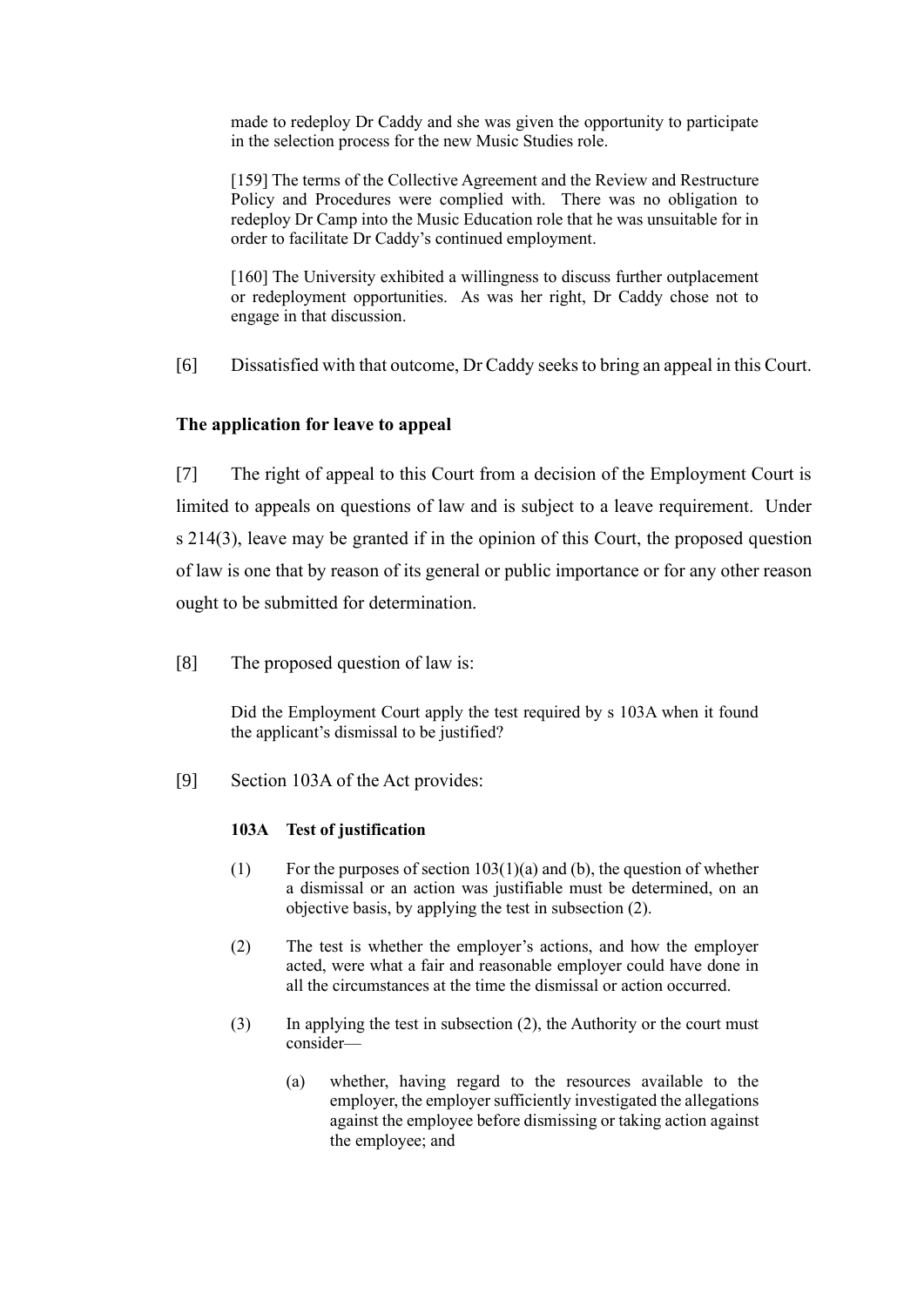> made to redeploy Dr Caddy and she was given the opportunity to participate in the selection process for the new Music Studies role.
>
> [159] The terms of the Collective Agreement and the Review and Restructure Policy and Procedures were complied with. There was no obligation to redeploy Dr Camp into the Music Education role that he was unsuitable for in order to facilitate Dr Caddy's continued employment.
>
> [160] The University exhibited a willingness to discuss further outplacement or redeployment opportunities. As was her right, Dr Caddy chose not to engage in that discussion.

[6] Dissatisfied with that outcome, Dr Caddy seeks to bring an appeal in this Court.

### The application for leave to appeal

[7] The right of appeal to this Court from a decision of the Employment Court is limited to appeals on questions of law and is subject to a leave requirement. Under s 214(3), leave may be granted if in the opinion of this Court, the proposed question of law is one that by reason of its general or public importance or for any other reason ought to be submitted for determination.

[8] The proposed question of law is:

> Did the Employment Court apply the test required by s 103A when it found the applicant's dismissal to be justified?

[9] Section 103A of the Act provides:

> **103A Test of justification**
>
> (1) For the purposes of section 103(1)(a) and (b), the question of whether a dismissal or an action was justifiable must be determined, on an objective basis, by applying the test in subsection (2).
>
> (2) The test is whether the employer's actions, and how the employer acted, were what a fair and reasonable employer could have done in all the circumstances at the time the dismissal or action occurred.
>
> (3) In applying the test in subsection (2), the Authority or the court must consider—
>
> (a) whether, having regard to the resources available to the employer, the employer sufficiently investigated the allegations against the employee before dismissing or taking action against the employee; and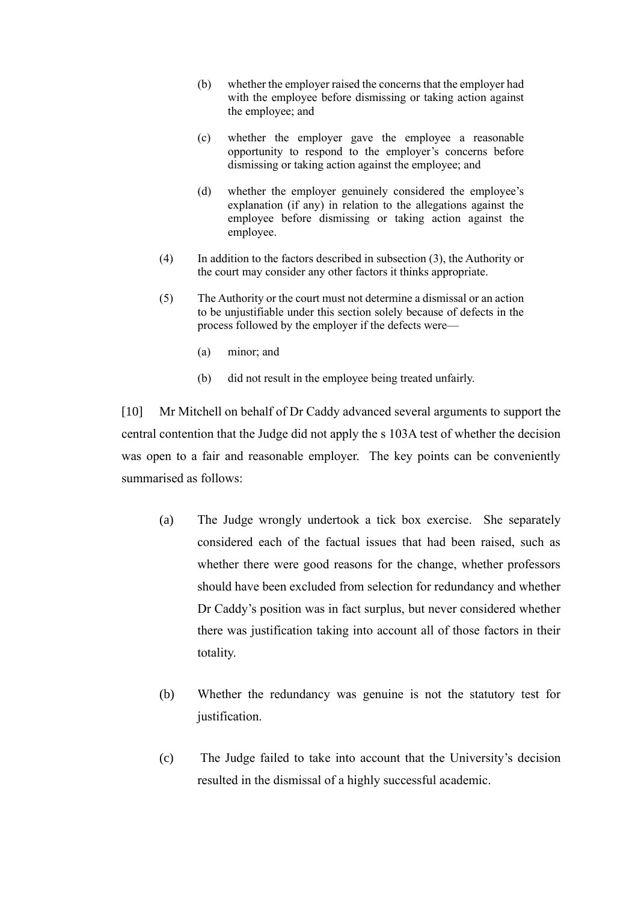(b) whether the employer raised the concerns that the employer had with the employee before dismissing or taking action against the employee; and

(c) whether the employer gave the employee a reasonable opportunity to respond to the employer's concerns before dismissing or taking action against the employee; and

(d) whether the employer genuinely considered the employee's explanation (if any) in relation to the allegations against the employee before dismissing or taking action against the employee.

(4) In addition to the factors described in subsection (3), the Authority or the court may consider any other factors it thinks appropriate.

(5) The Authority or the court must not determine a dismissal or an action to be unjustifiable under this section solely because of defects in the process followed by the employer if the defects were—

(a) minor; and

(b) did not result in the employee being treated unfairly.

[10] Mr Mitchell on behalf of Dr Caddy advanced several arguments to support the central contention that the Judge did not apply the s 103A test of whether the decision was open to a fair and reasonable employer. The key points can be conveniently summarised as follows:

(a) The Judge wrongly undertook a tick box exercise. She separately considered each of the factual issues that had been raised, such as whether there were good reasons for the change, whether professors should have been excluded from selection for redundancy and whether Dr Caddy's position was in fact surplus, but never considered whether there was justification taking into account all of those factors in their totality.

(b) Whether the redundancy was genuine is not the statutory test for justification.

(c) The Judge failed to take into account that the University's decision resulted in the dismissal of a highly successful academic.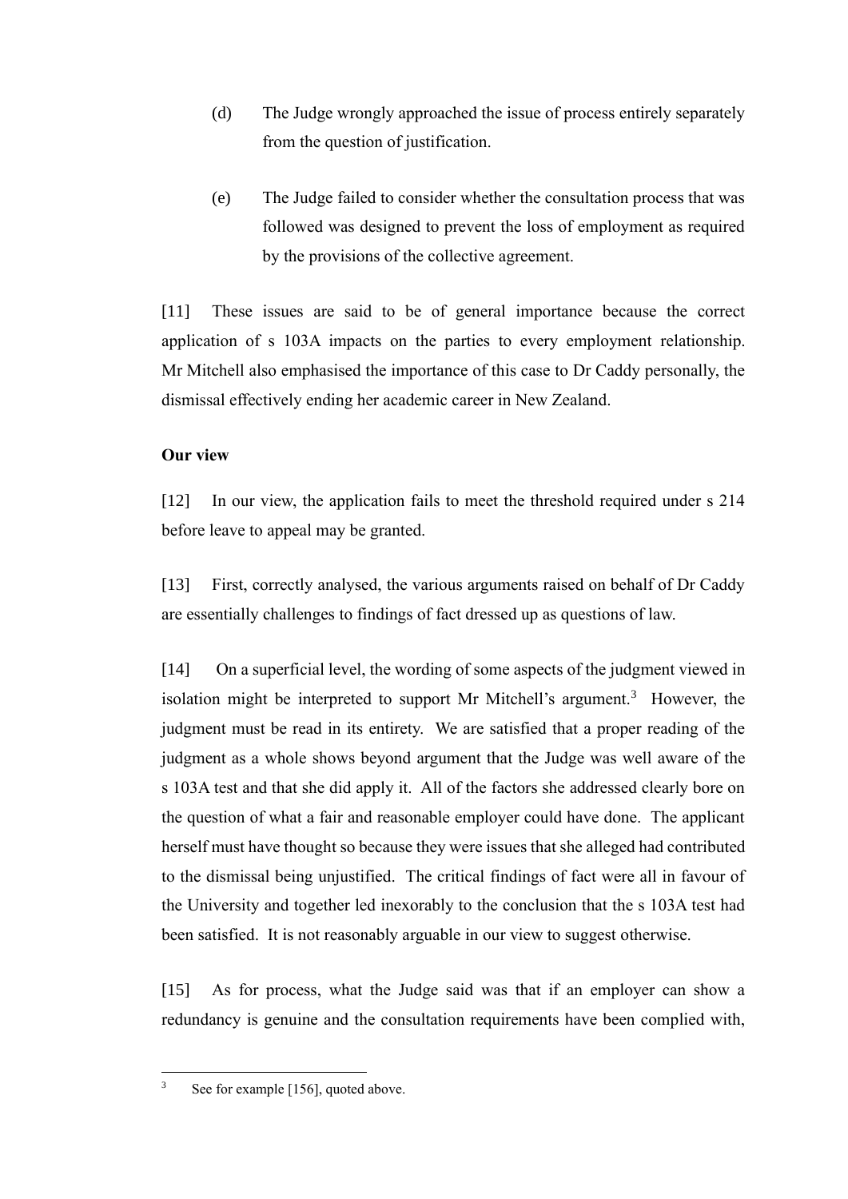(d) The Judge wrongly approached the issue of process entirely separately from the question of justification.

(e) The Judge failed to consider whether the consultation process that was followed was designed to prevent the loss of employment as required by the provisions of the collective agreement.

[11] These issues are said to be of general importance because the correct application of s 103A impacts on the parties to every employment relationship. Mr Mitchell also emphasised the importance of this case to Dr Caddy personally, the dismissal effectively ending her academic career in New Zealand.

**Our view**

[12] In our view, the application fails to meet the threshold required under s 214 before leave to appeal may be granted.

[13] First, correctly analysed, the various arguments raised on behalf of Dr Caddy are essentially challenges to findings of fact dressed up as questions of law.

[14] On a superficial level, the wording of some aspects of the judgment viewed in isolation might be interpreted to support Mr Mitchell's argument.[3] However, the judgment must be read in its entirety. We are satisfied that a proper reading of the judgment as a whole shows beyond argument that the Judge was well aware of the s 103A test and that she did apply it. All of the factors she addressed clearly bore on the question of what a fair and reasonable employer could have done. The applicant herself must have thought so because they were issues that she alleged had contributed to the dismissal being unjustified. The critical findings of fact were all in favour of the University and together led inexorably to the conclusion that the s 103A test had been satisfied. It is not reasonably arguable in our view to suggest otherwise.

[15] As for process, what the Judge said was that if an employer can show a redundancy is genuine and the consultation requirements have been complied with,

[3] See for example [156], quoted above.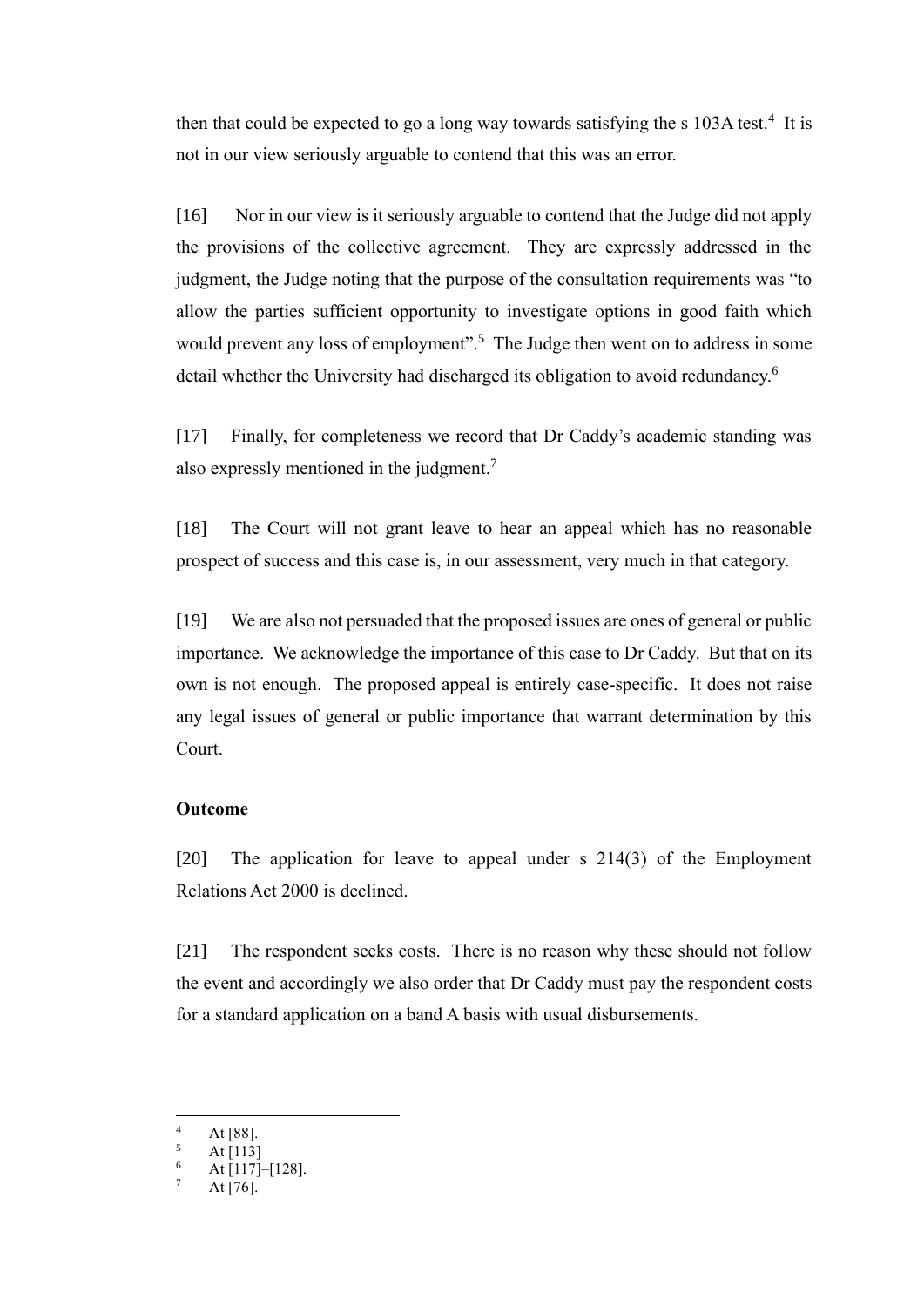then that could be expected to go a long way towards satisfying the s 103A test.[4] It is not in our view seriously arguable to contend that this was an error.

[16] Nor in our view is it seriously arguable to contend that the Judge did not apply the provisions of the collective agreement. They are expressly addressed in the judgment, the Judge noting that the purpose of the consultation requirements was "to allow the parties sufficient opportunity to investigate options in good faith which would prevent any loss of employment".[5] The Judge then went on to address in some detail whether the University had discharged its obligation to avoid redundancy.[6]

[17] Finally, for completeness we record that Dr Caddy's academic standing was also expressly mentioned in the judgment.[7]

[18] The Court will not grant leave to hear an appeal which has no reasonable prospect of success and this case is, in our assessment, very much in that category.

[19] We are also not persuaded that the proposed issues are ones of general or public importance. We acknowledge the importance of this case to Dr Caddy. But that on its own is not enough. The proposed appeal is entirely case-specific. It does not raise any legal issues of general or public importance that warrant determination by this Court.

**Outcome**

[20] The application for leave to appeal under s 214(3) of the Employment Relations Act 2000 is declined.

[21] The respondent seeks costs. There is no reason why these should not follow the event and accordingly we also order that Dr Caddy must pay the respondent costs for a standard application on a band A basis with usual disbursements.

---

[4] At [88].
[5] At [113]
[6] At [117]–[128].
[7] At [76].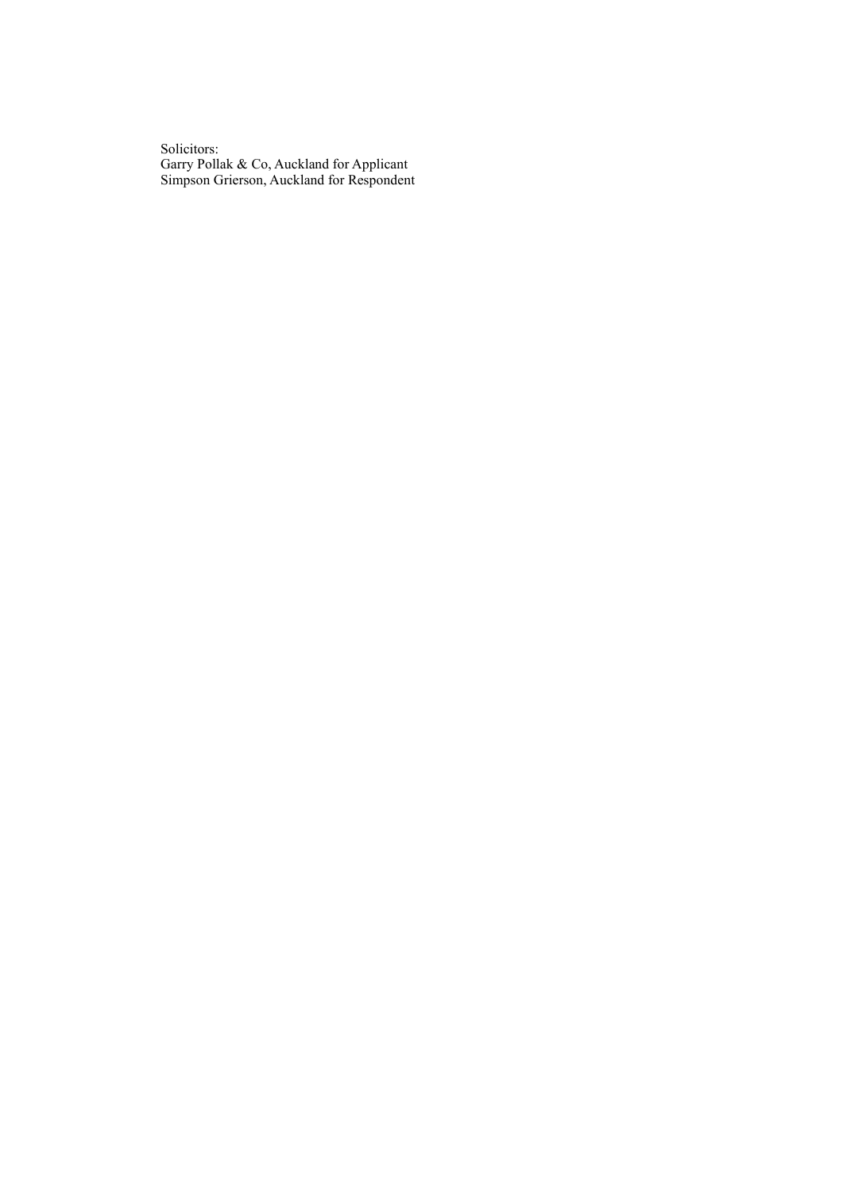Solicitors:
Garry Pollak & Co, Auckland for Applicant
Simpson Grierson, Auckland for Respondent